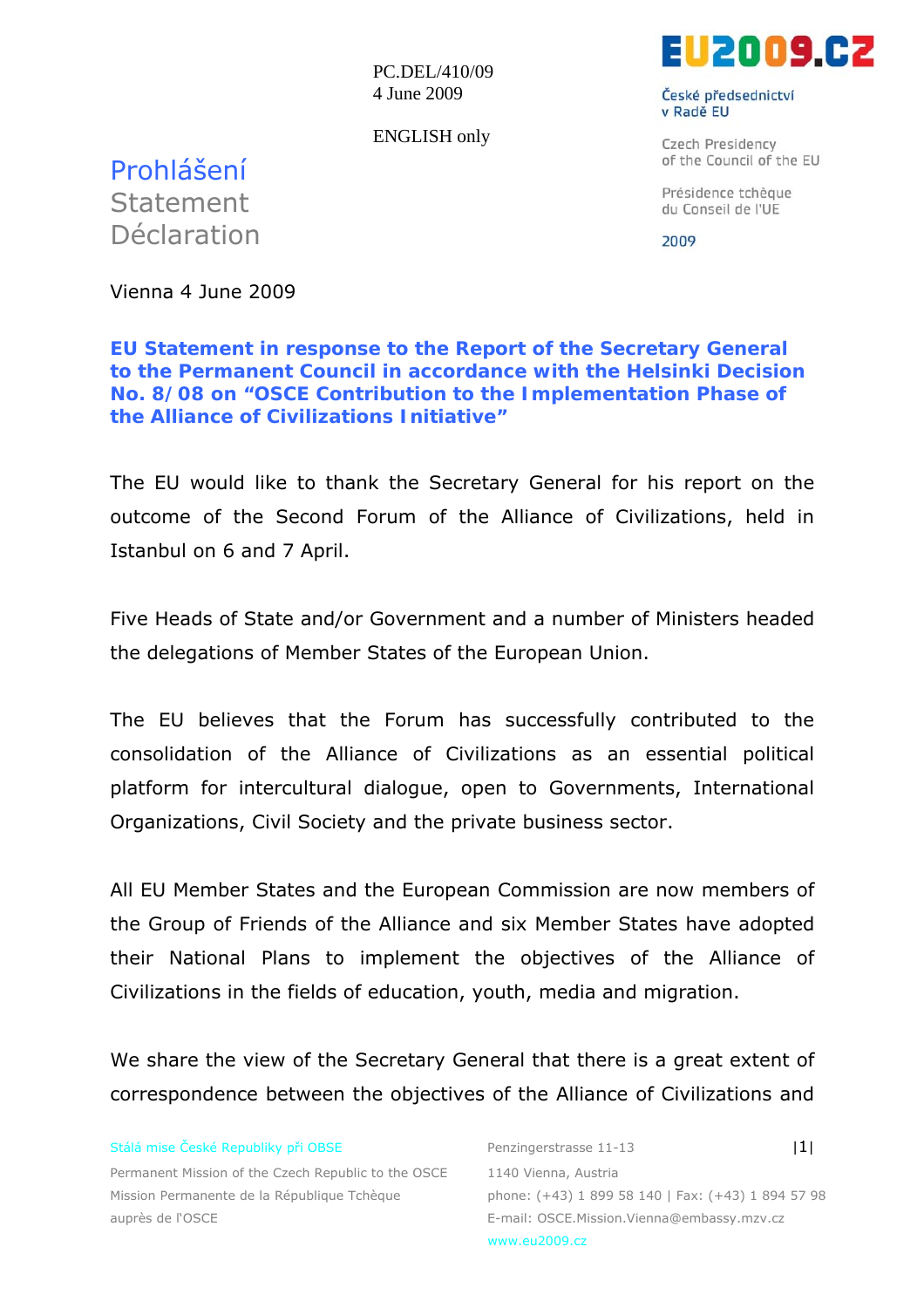PC.DEL/410/09
4 June 2009

ENGLISH only

EU2009.CZ

České předsednictví v Radě EU

Czech Presidency of the Council of the EU

Présidence tchèque du Conseil de l'UE

2009

Prohlášení
Statement
Déclaration

Vienna 4 June 2009

## EU Statement in response to the Report of the Secretary General to the Permanent Council in accordance with the Helsinki Decision No. 8/08 on "OSCE Contribution to the Implementation Phase of the Alliance of Civilizations Initiative"

The EU would like to thank the Secretary General for his report on the outcome of the Second Forum of the Alliance of Civilizations, held in Istanbul on 6 and 7 April.

Five Heads of State and/or Government and a number of Ministers headed the delegations of Member States of the European Union.

The EU believes that the Forum has successfully contributed to the consolidation of the Alliance of Civilizations as an essential political platform for intercultural dialogue, open to Governments, International Organizations, Civil Society and the private business sector.

All EU Member States and the European Commission are now members of the Group of Friends of the Alliance and six Member States have adopted their National Plans to implement the objectives of the Alliance of Civilizations in the fields of education, youth, media and migration.

We share the view of the Secretary General that there is a great extent of correspondence between the objectives of the Alliance of Civilizations and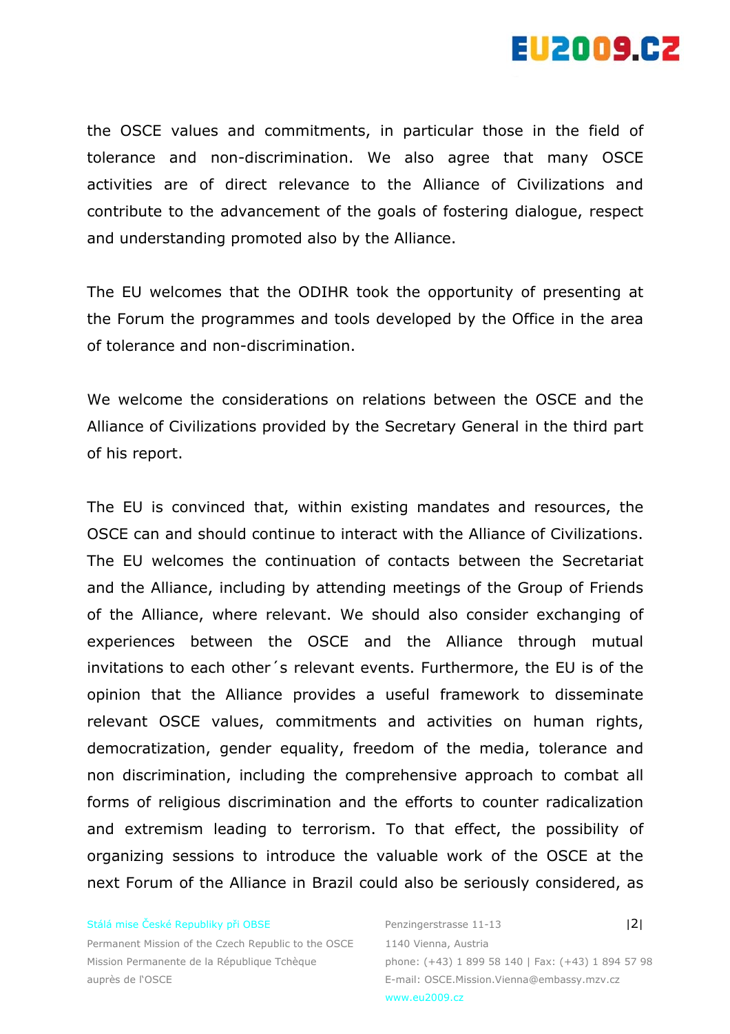the OSCE values and commitments, in particular those in the field of tolerance and non-discrimination. We also agree that many OSCE activities are of direct relevance to the Alliance of Civilizations and contribute to the advancement of the goals of fostering dialogue, respect and understanding promoted also by the Alliance.

The EU welcomes that the ODIHR took the opportunity of presenting at the Forum the programmes and tools developed by the Office in the area of tolerance and non-discrimination.

We welcome the considerations on relations between the OSCE and the Alliance of Civilizations provided by the Secretary General in the third part of his report.

The EU is convinced that, within existing mandates and resources, the OSCE can and should continue to interact with the Alliance of Civilizations. The EU welcomes the continuation of contacts between the Secretariat and the Alliance, including by attending meetings of the Group of Friends of the Alliance, where relevant. We should also consider exchanging of experiences between the OSCE and the Alliance through mutual invitations to each other´s relevant events. Furthermore, the EU is of the opinion that the Alliance provides a useful framework to disseminate relevant OSCE values, commitments and activities on human rights, democratization, gender equality, freedom of the media, tolerance and non discrimination, including the comprehensive approach to combat all forms of religious discrimination and the efforts to counter radicalization and extremism leading to terrorism. To that effect, the possibility of organizing sessions to introduce the valuable work of the OSCE at the next Forum of the Alliance in Brazil could also be seriously considered, as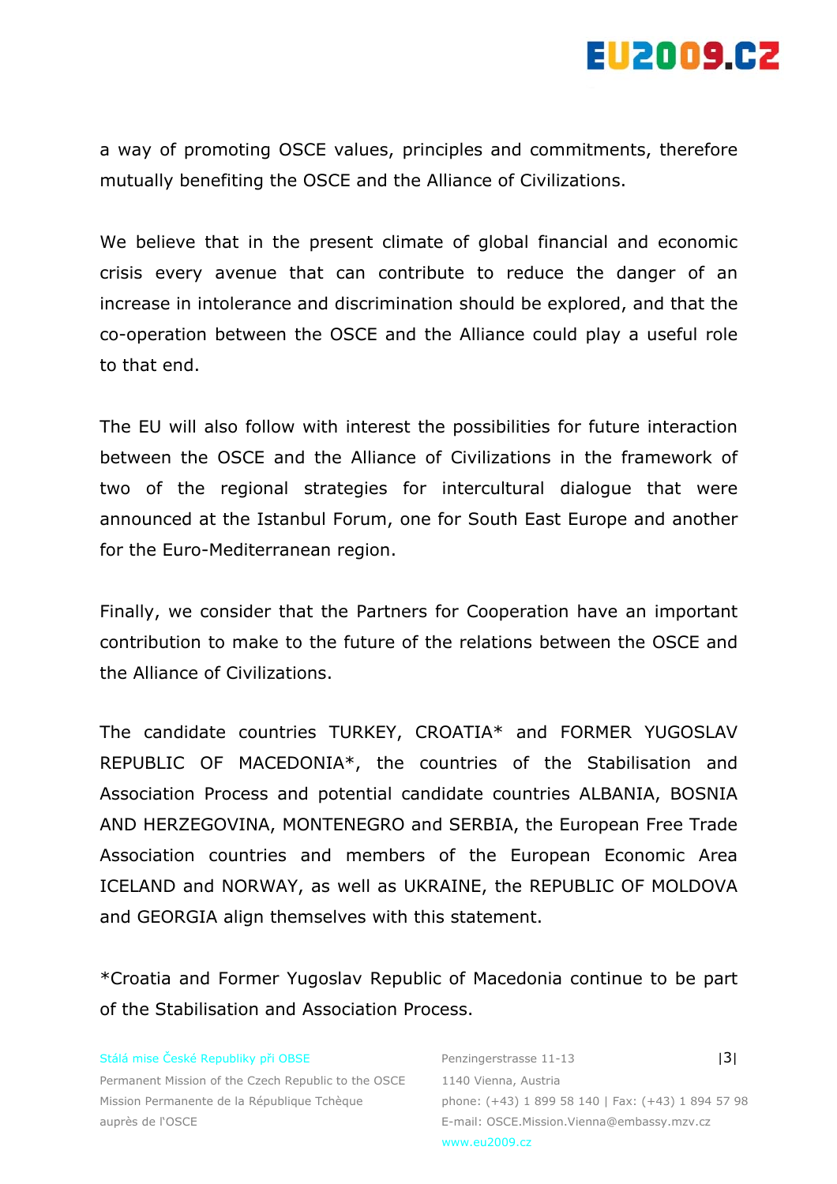a way of promoting OSCE values, principles and commitments, therefore mutually benefiting the OSCE and the Alliance of Civilizations.

We believe that in the present climate of global financial and economic crisis every avenue that can contribute to reduce the danger of an increase in intolerance and discrimination should be explored, and that the co-operation between the OSCE and the Alliance could play a useful role to that end.

The EU will also follow with interest the possibilities for future interaction between the OSCE and the Alliance of Civilizations in the framework of two of the regional strategies for intercultural dialogue that were announced at the Istanbul Forum, one for South East Europe and another for the Euro-Mediterranean region.

Finally, we consider that the Partners for Cooperation have an important contribution to make to the future of the relations between the OSCE and the Alliance of Civilizations.

The candidate countries TURKEY, CROATIA* and FORMER YUGOSLAV REPUBLIC OF MACEDONIA*, the countries of the Stabilisation and Association Process and potential candidate countries ALBANIA, BOSNIA AND HERZEGOVINA, MONTENEGRO and SERBIA, the European Free Trade Association countries and members of the European Economic Area ICELAND and NORWAY, as well as UKRAINE, the REPUBLIC OF MOLDOVA and GEORGIA align themselves with this statement.

*Croatia and Former Yugoslav Republic of Macedonia continue to be part of the Stabilisation and Association Process.